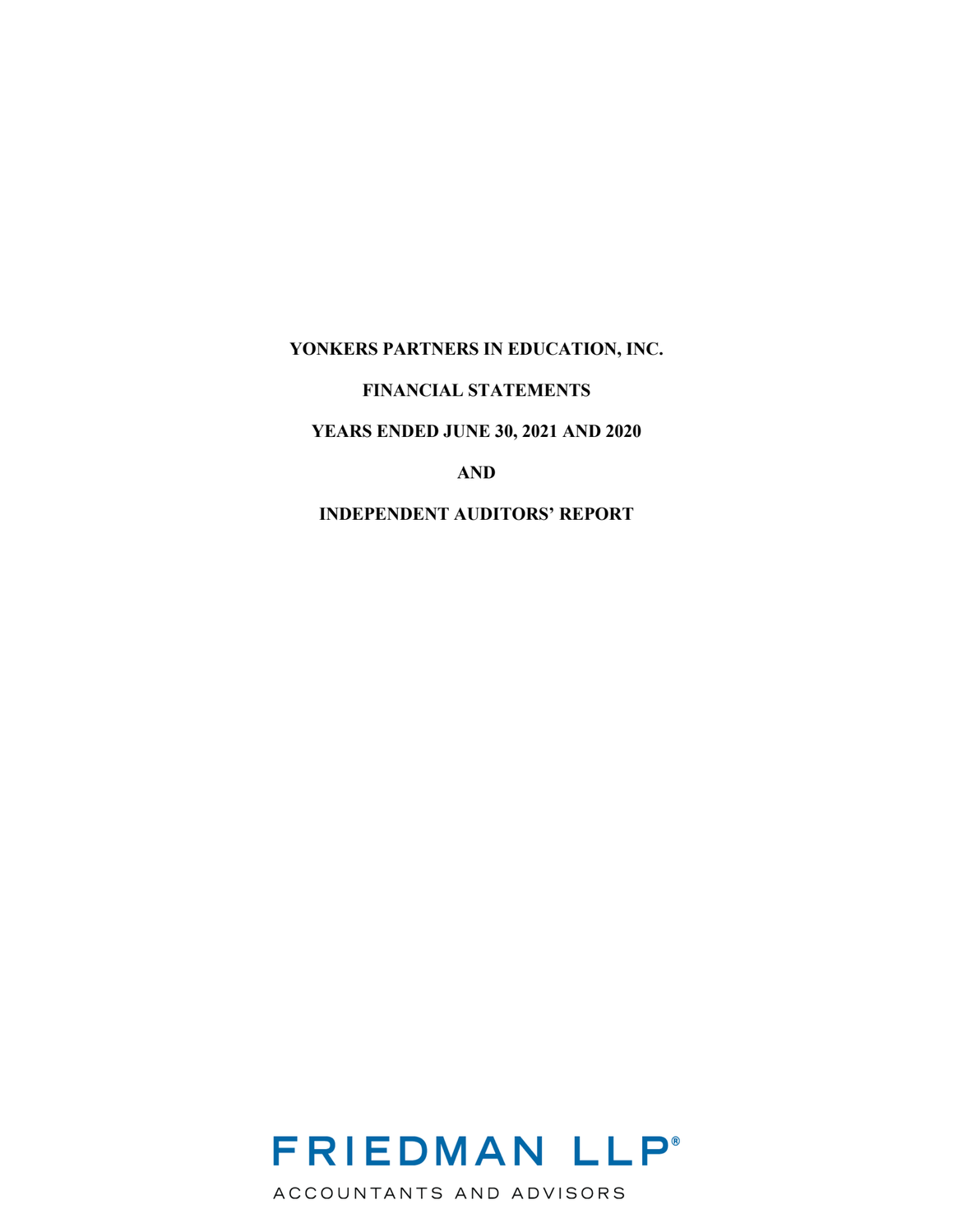**YONKERS PARTNERS IN EDUCATION, INC.**

**FINANCIAL STATEMENTS**

**YEARS ENDED JUNE 30, 2021 AND 2020**

**AND**

**INDEPENDENT AUDITORS' REPORT**

FRIEDMAN LLP®

ACCOUNTANTS AND ADVISORS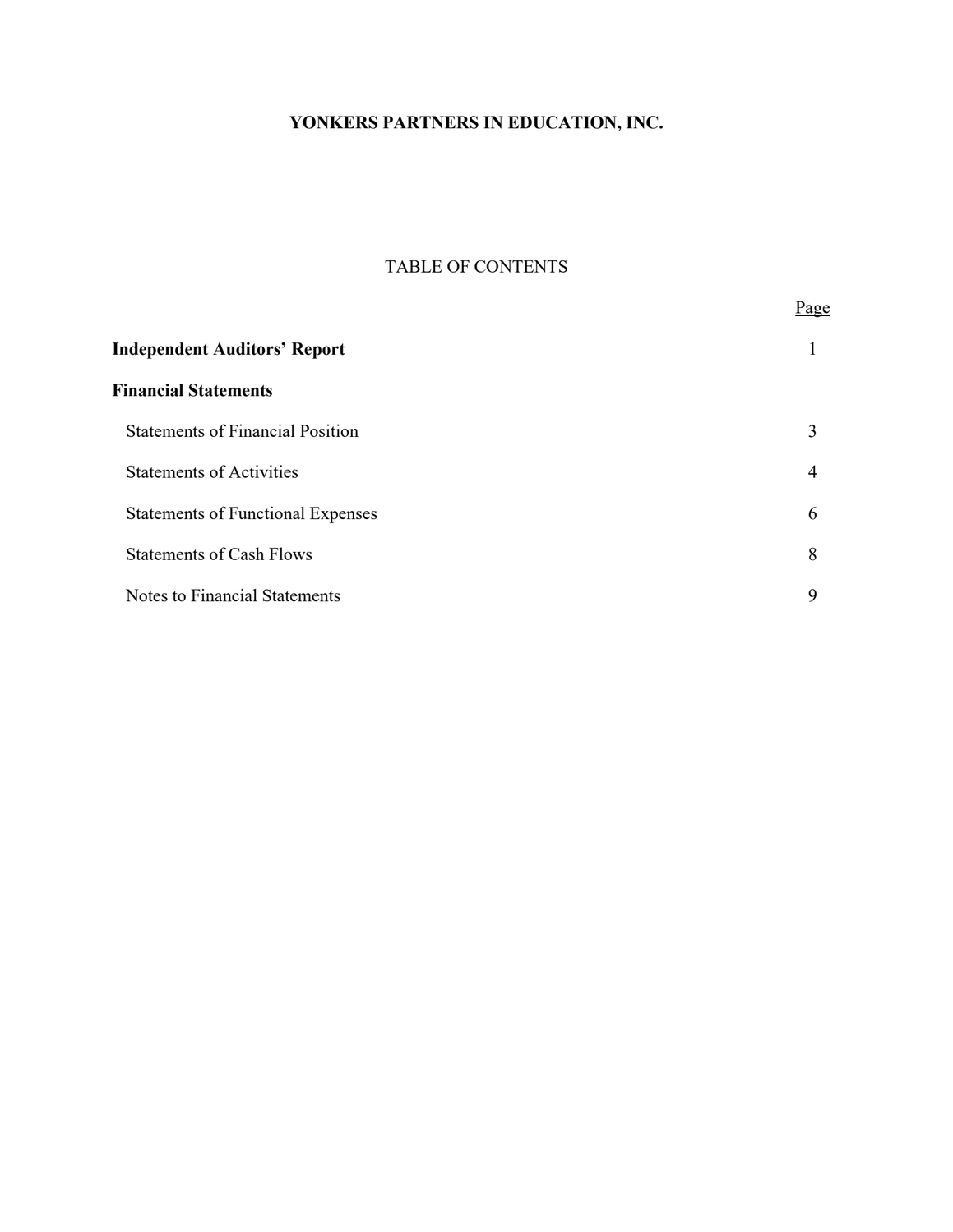# YONKERS PARTNERS IN EDUCATION, INC.

## TABLE OF CONTENTS

| | Page |
|---|---|
| **Independent Auditors' Report** | 1 |
| **Financial Statements** | |
| Statements of Financial Position | 3 |
| Statements of Activities | 4 |
| Statements of Functional Expenses | 6 |
| Statements of Cash Flows | 8 |
| Notes to Financial Statements | 9 |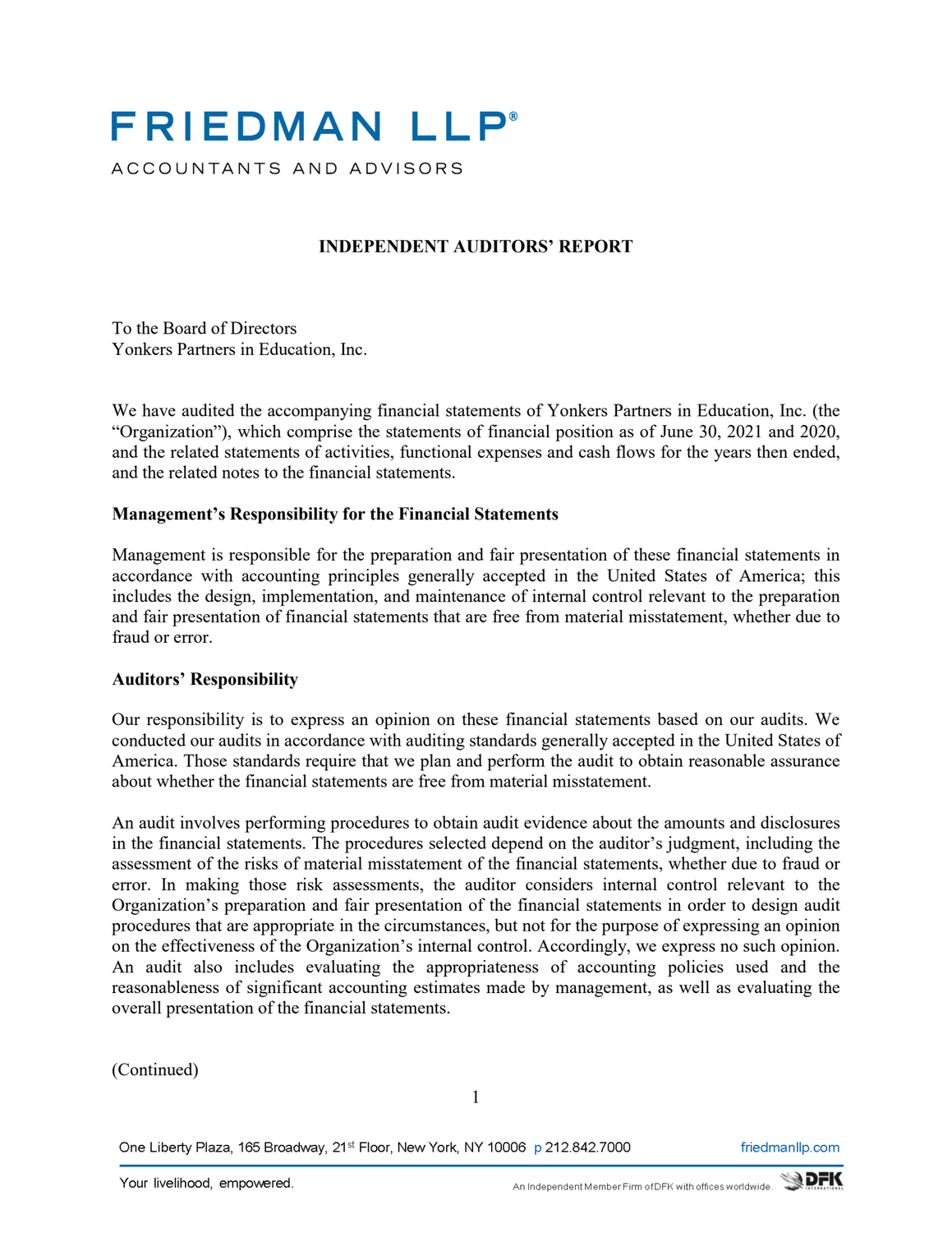# FRIEDMAN LLP®

ACCOUNTANTS AND ADVISORS

## INDEPENDENT AUDITORS' REPORT

To the Board of Directors
Yonkers Partners in Education, Inc.

We have audited the accompanying financial statements of Yonkers Partners in Education, Inc. (the "Organization"), which comprise the statements of financial position as of June 30, 2021 and 2020, and the related statements of activities, functional expenses and cash flows for the years then ended, and the related notes to the financial statements.

### Management's Responsibility for the Financial Statements

Management is responsible for the preparation and fair presentation of these financial statements in accordance with accounting principles generally accepted in the United States of America; this includes the design, implementation, and maintenance of internal control relevant to the preparation and fair presentation of financial statements that are free from material misstatement, whether due to fraud or error.

### Auditors' Responsibility

Our responsibility is to express an opinion on these financial statements based on our audits. We conducted our audits in accordance with auditing standards generally accepted in the United States of America. Those standards require that we plan and perform the audit to obtain reasonable assurance about whether the financial statements are free from material misstatement.

An audit involves performing procedures to obtain audit evidence about the amounts and disclosures in the financial statements. The procedures selected depend on the auditor's judgment, including the assessment of the risks of material misstatement of the financial statements, whether due to fraud or error. In making those risk assessments, the auditor considers internal control relevant to the Organization's preparation and fair presentation of the financial statements in order to design audit procedures that are appropriate in the circumstances, but not for the purpose of expressing an opinion on the effectiveness of the Organization's internal control. Accordingly, we express no such opinion. An audit also includes evaluating the appropriateness of accounting policies used and the reasonableness of significant accounting estimates made by management, as well as evaluating the overall presentation of the financial statements.

(Continued)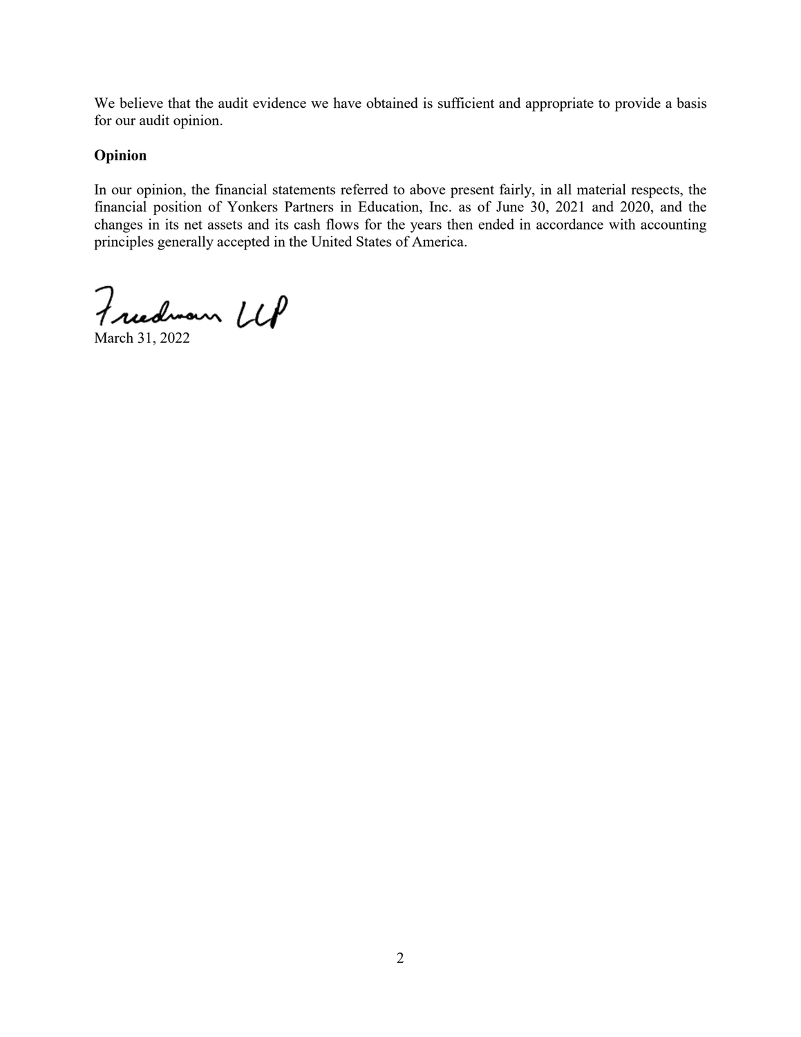We believe that the audit evidence we have obtained is sufficient and appropriate to provide a basis for our audit opinion.

**Opinion**

In our opinion, the financial statements referred to above present fairly, in all material respects, the financial position of Yonkers Partners in Education, Inc. as of June 30, 2021 and 2020, and the changes in its net assets and its cash flows for the years then ended in accordance with accounting principles generally accepted in the United States of America.

Friedman LLP

March 31, 2022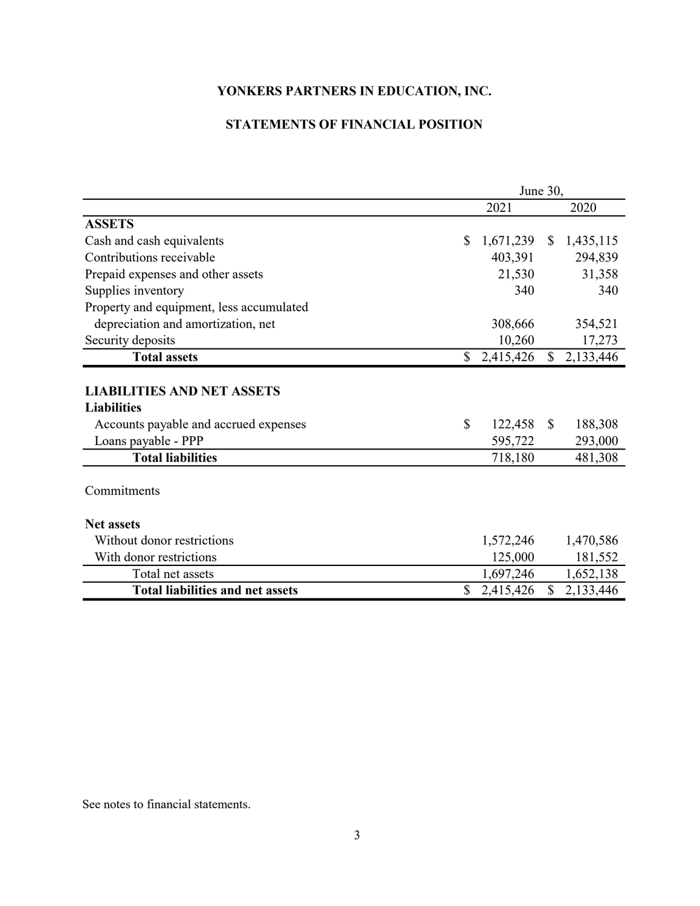# YONKERS PARTNERS IN EDUCATION, INC.

## STATEMENTS OF FINANCIAL POSITION

| | June 30, | |
|---|---|---|
| | 2021 | 2020 |
| **ASSETS** | | |
| Cash and cash equivalents | $ 1,671,239 | $ 1,435,115 |
| Contributions receivable | 403,391 | 294,839 |
| Prepaid expenses and other assets | 21,530 | 31,358 |
| Supplies inventory | 340 | 340 |
| Property and equipment, less accumulated depreciation and amortization, net | 308,666 | 354,521 |
| Security deposits | 10,260 | 17,273 |
| **Total assets** | $ 2,415,426 | $ 2,133,446 |
| | | |
| **LIABILITIES AND NET ASSETS** | | |
| **Liabilities** | | |
| Accounts payable and accrued expenses | $ 122,458 | $ 188,308 |
| Loans payable - PPP | 595,722 | 293,000 |
| **Total liabilities** | 718,180 | 481,308 |
| | | |
| Commitments | | |
| | | |
| **Net assets** | | |
| Without donor restrictions | 1,572,246 | 1,470,586 |
| With donor restrictions | 125,000 | 181,552 |
| Total net assets | 1,697,246 | 1,652,138 |
| **Total liabilities and net assets** | $ 2,415,426 | $ 2,133,446 |

See notes to financial statements.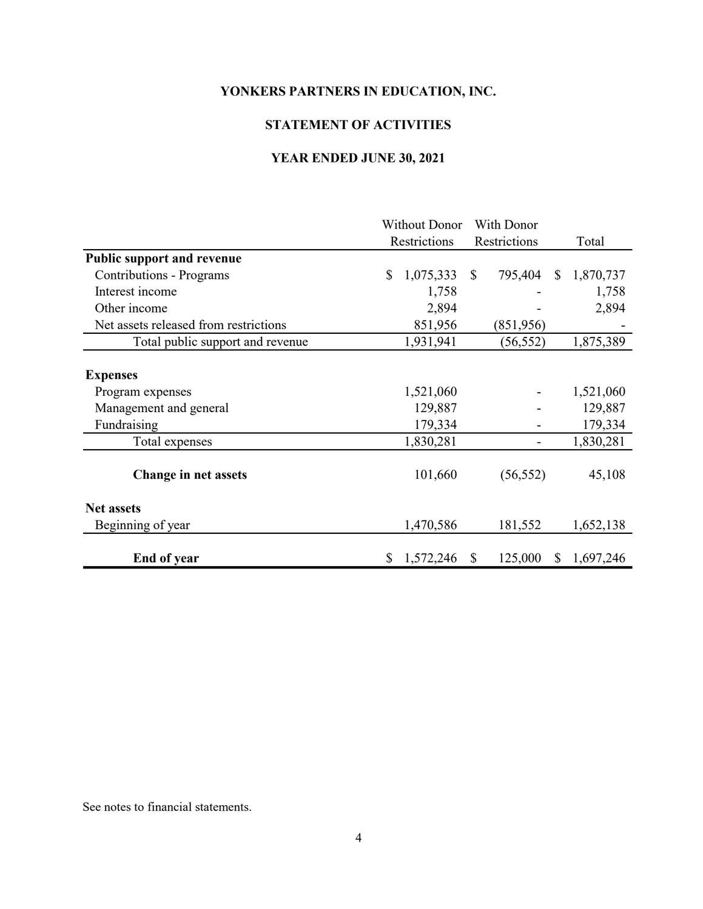**YONKERS PARTNERS IN EDUCATION, INC.**

**STATEMENT OF ACTIVITIES**

**YEAR ENDED JUNE 30, 2021**

| | Without Donor Restrictions | With Donor Restrictions | Total |
|---|---|---|---|
| **Public support and revenue** | | | |
| Contributions - Programs | $ 1,075,333 | $ 795,404 | $ 1,870,737 |
| Interest income | 1,758 | - | 1,758 |
| Other income | 2,894 | - | 2,894 |
| Net assets released from restrictions | 851,956 | (851,956) | - |
| Total public support and revenue | 1,931,941 | (56,552) | 1,875,389 |
| **Expenses** | | | |
| Program expenses | 1,521,060 | - | 1,521,060 |
| Management and general | 129,887 | - | 129,887 |
| Fundraising | 179,334 | - | 179,334 |
| Total expenses | 1,830,281 | - | 1,830,281 |
| **Change in net assets** | 101,660 | (56,552) | 45,108 |
| **Net assets** | | | |
| Beginning of year | 1,470,586 | 181,552 | 1,652,138 |
| **End of year** | $ 1,572,246 | $ 125,000 | $ 1,697,246 |

See notes to financial statements.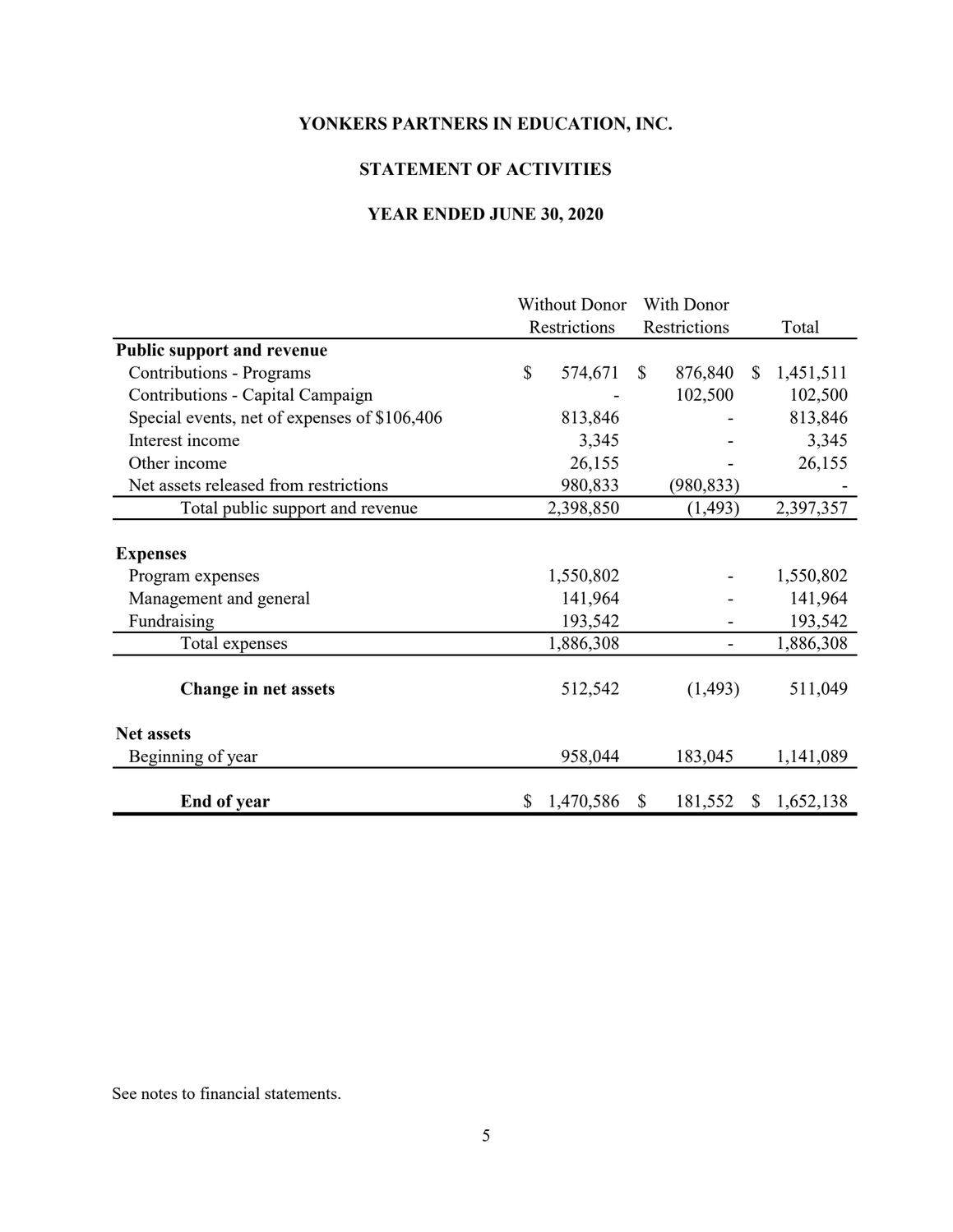# YONKERS PARTNERS IN EDUCATION, INC.

## STATEMENT OF ACTIVITIES

### YEAR ENDED JUNE 30, 2020

| | Without Donor Restrictions | With Donor Restrictions | Total |
|---|---|---|---|
| **Public support and revenue** | | | |
| Contributions - Programs | $ 574,671 | $ 876,840 | $ 1,451,511 |
| Contributions - Capital Campaign | - | 102,500 | 102,500 |
| Special events, net of expenses of $106,406 | 813,846 | - | 813,846 |
| Interest income | 3,345 | - | 3,345 |
| Other income | 26,155 | - | 26,155 |
| Net assets released from restrictions | 980,833 | (980,833) | - |
| Total public support and revenue | 2,398,850 | (1,493) | 2,397,357 |
| **Expenses** | | | |
| Program expenses | 1,550,802 | - | 1,550,802 |
| Management and general | 141,964 | - | 141,964 |
| Fundraising | 193,542 | - | 193,542 |
| Total expenses | 1,886,308 | - | 1,886,308 |
| **Change in net assets** | 512,542 | (1,493) | 511,049 |
| **Net assets** | | | |
| Beginning of year | 958,044 | 183,045 | 1,141,089 |
| **End of year** | $ 1,470,586 | $ 181,552 | $ 1,652,138 |

See notes to financial statements.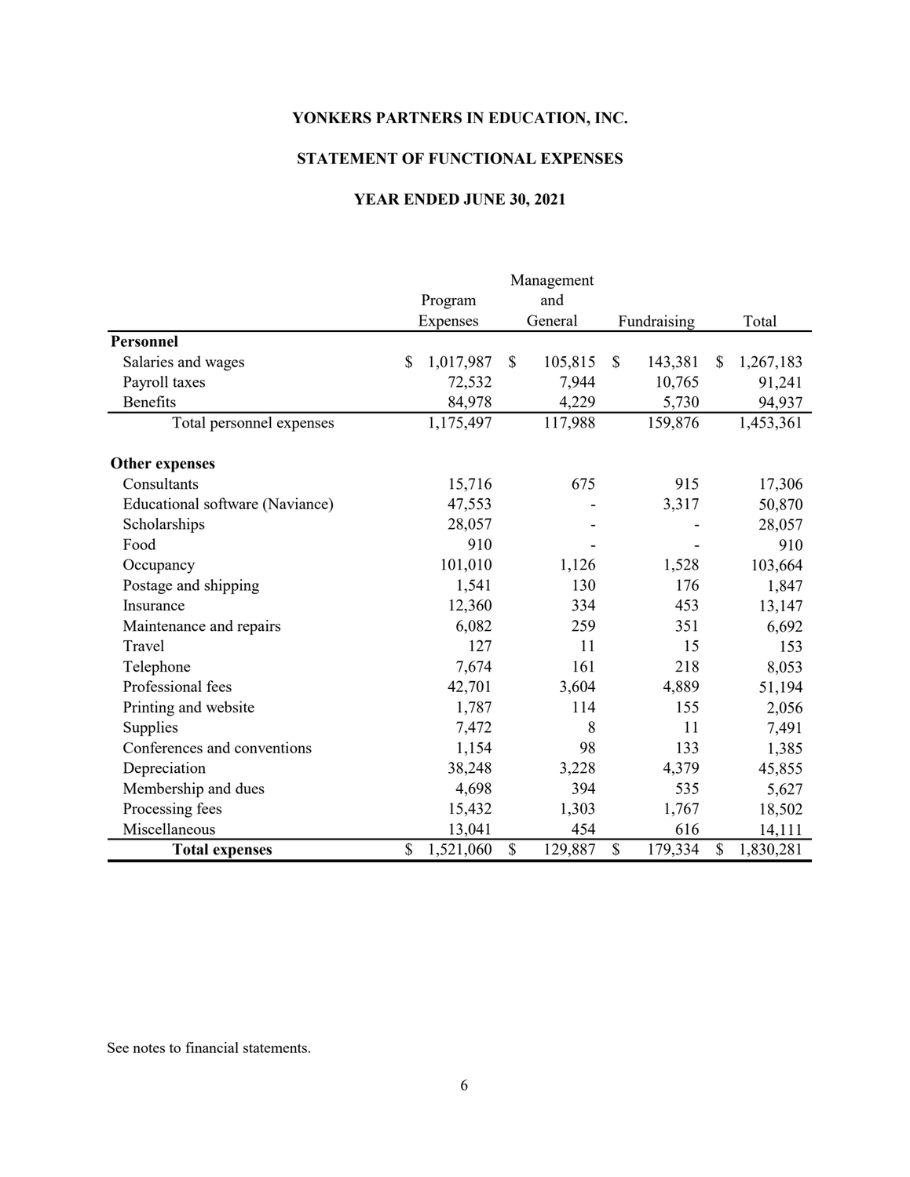**YONKERS PARTNERS IN EDUCATION, INC.**

**STATEMENT OF FUNCTIONAL EXPENSES**

**YEAR ENDED JUNE 30, 2021**

| | Program Expenses | Management and General | Fundraising | Total |
|---|---|---|---|---|
| **Personnel** | | | | |
| Salaries and wages | $ 1,017,987 | $ 105,815 | $ 143,381 | $ 1,267,183 |
| Payroll taxes | 72,532 | 7,944 | 10,765 | 91,241 |
| Benefits | 84,978 | 4,229 | 5,730 | 94,937 |
| Total personnel expenses | 1,175,497 | 117,988 | 159,876 | 1,453,361 |
| **Other expenses** | | | | |
| Consultants | 15,716 | 675 | 915 | 17,306 |
| Educational software (Naviance) | 47,553 | - | 3,317 | 50,870 |
| Scholarships | 28,057 | - | - | 28,057 |
| Food | 910 | - | - | 910 |
| Occupancy | 101,010 | 1,126 | 1,528 | 103,664 |
| Postage and shipping | 1,541 | 130 | 176 | 1,847 |
| Insurance | 12,360 | 334 | 453 | 13,147 |
| Maintenance and repairs | 6,082 | 259 | 351 | 6,692 |
| Travel | 127 | 11 | 15 | 153 |
| Telephone | 7,674 | 161 | 218 | 8,053 |
| Professional fees | 42,701 | 3,604 | 4,889 | 51,194 |
| Printing and website | 1,787 | 114 | 155 | 2,056 |
| Supplies | 7,472 | 8 | 11 | 7,491 |
| Conferences and conventions | 1,154 | 98 | 133 | 1,385 |
| Depreciation | 38,248 | 3,228 | 4,379 | 45,855 |
| Membership and dues | 4,698 | 394 | 535 | 5,627 |
| Processing fees | 15,432 | 1,303 | 1,767 | 18,502 |
| Miscellaneous | 13,041 | 454 | 616 | 14,111 |
| **Total expenses** | $ 1,521,060 | $ 129,887 | $ 179,334 | $ 1,830,281 |

See notes to financial statements.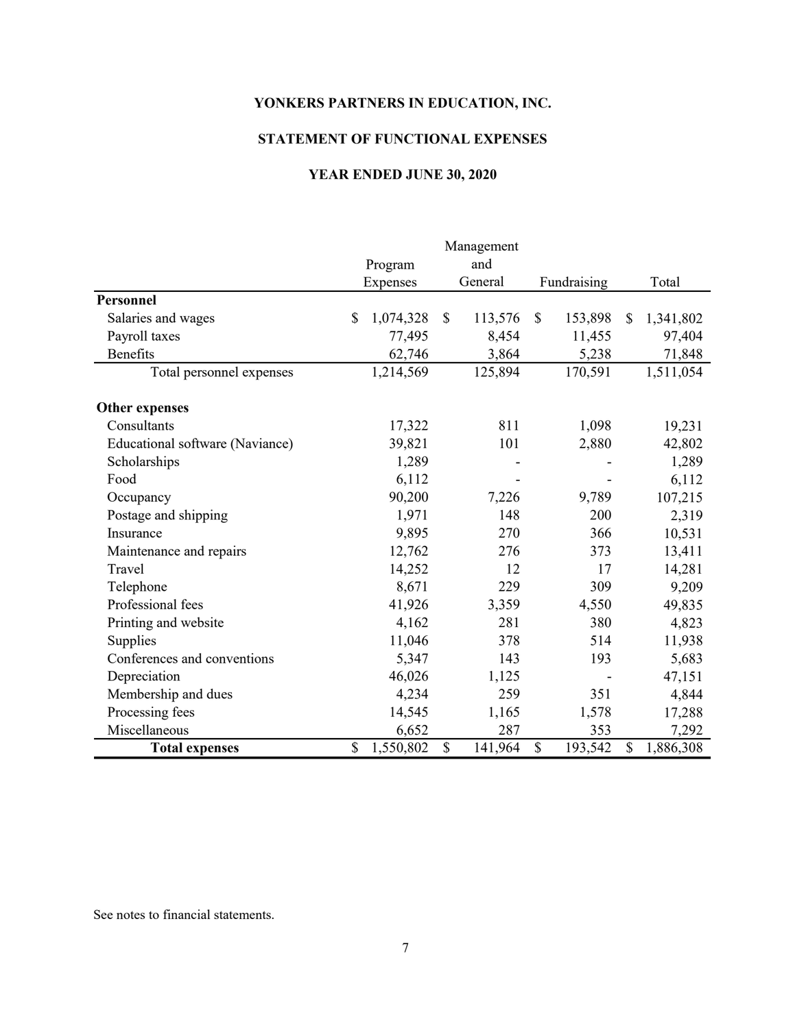**YONKERS PARTNERS IN EDUCATION, INC.**

**STATEMENT OF FUNCTIONAL EXPENSES**

**YEAR ENDED JUNE 30, 2020**

| | Program Expenses | Management and General | Fundraising | Total |
|---|---|---|---|---|
| **Personnel** | | | | |
| Salaries and wages | $ 1,074,328 | $ 113,576 | $ 153,898 | $ 1,341,802 |
| Payroll taxes | 77,495 | 8,454 | 11,455 | 97,404 |
| Benefits | 62,746 | 3,864 | 5,238 | 71,848 |
| Total personnel expenses | 1,214,569 | 125,894 | 170,591 | 1,511,054 |
| **Other expenses** | | | | |
| Consultants | 17,322 | 811 | 1,098 | 19,231 |
| Educational software (Naviance) | 39,821 | 101 | 2,880 | 42,802 |
| Scholarships | 1,289 | - | - | 1,289 |
| Food | 6,112 | - | - | 6,112 |
| Occupancy | 90,200 | 7,226 | 9,789 | 107,215 |
| Postage and shipping | 1,971 | 148 | 200 | 2,319 |
| Insurance | 9,895 | 270 | 366 | 10,531 |
| Maintenance and repairs | 12,762 | 276 | 373 | 13,411 |
| Travel | 14,252 | 12 | 17 | 14,281 |
| Telephone | 8,671 | 229 | 309 | 9,209 |
| Professional fees | 41,926 | 3,359 | 4,550 | 49,835 |
| Printing and website | 4,162 | 281 | 380 | 4,823 |
| Supplies | 11,046 | 378 | 514 | 11,938 |
| Conferences and conventions | 5,347 | 143 | 193 | 5,683 |
| Depreciation | 46,026 | 1,125 | - | 47,151 |
| Membership and dues | 4,234 | 259 | 351 | 4,844 |
| Processing fees | 14,545 | 1,165 | 1,578 | 17,288 |
| Miscellaneous | 6,652 | 287 | 353 | 7,292 |
| **Total expenses** | $ 1,550,802 | $ 141,964 | $ 193,542 | $ 1,886,308 |

See notes to financial statements.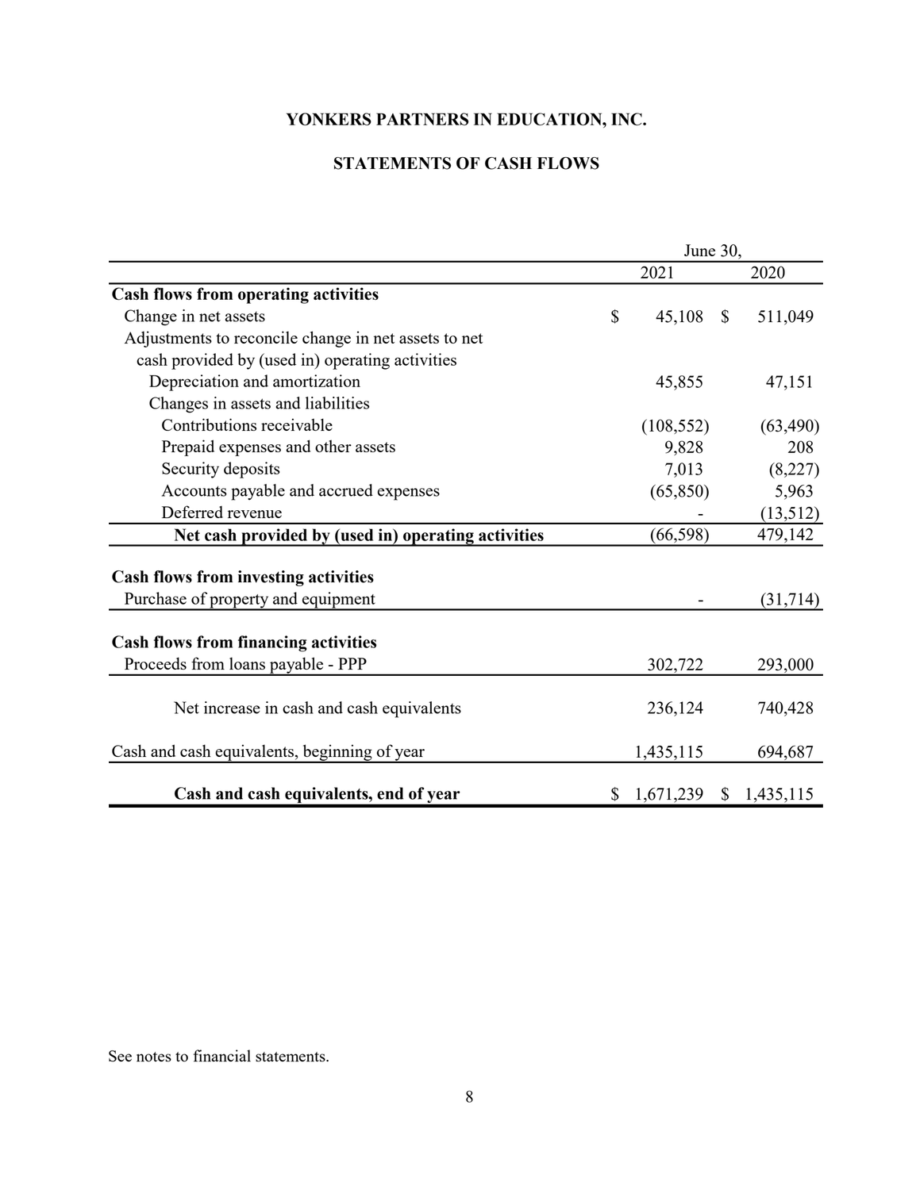# YONKERS PARTNERS IN EDUCATION, INC.

## STATEMENTS OF CASH FLOWS

| | June 30, 2021 | June 30, 2020 |
|---|---|---|
| **Cash flows from operating activities** | | |
| Change in net assets | $ 45,108 | $ 511,049 |
| Adjustments to reconcile change in net assets to net cash provided by (used in) operating activities | | |
| Depreciation and amortization | 45,855 | 47,151 |
| Changes in assets and liabilities | | |
| Contributions receivable | (108,552) | (63,490) |
| Prepaid expenses and other assets | 9,828 | 208 |
| Security deposits | 7,013 | (8,227) |
| Accounts payable and accrued expenses | (65,850) | 5,963 |
| Deferred revenue | - | (13,512) |
| **Net cash provided by (used in) operating activities** | (66,598) | 479,142 |
| **Cash flows from investing activities** | | |
| Purchase of property and equipment | - | (31,714) |
| **Cash flows from financing activities** | | |
| Proceeds from loans payable - PPP | 302,722 | 293,000 |
| Net increase in cash and cash equivalents | 236,124 | 740,428 |
| Cash and cash equivalents, beginning of year | 1,435,115 | 694,687 |
| **Cash and cash equivalents, end of year** | $ 1,671,239 | $ 1,435,115 |

See notes to financial statements.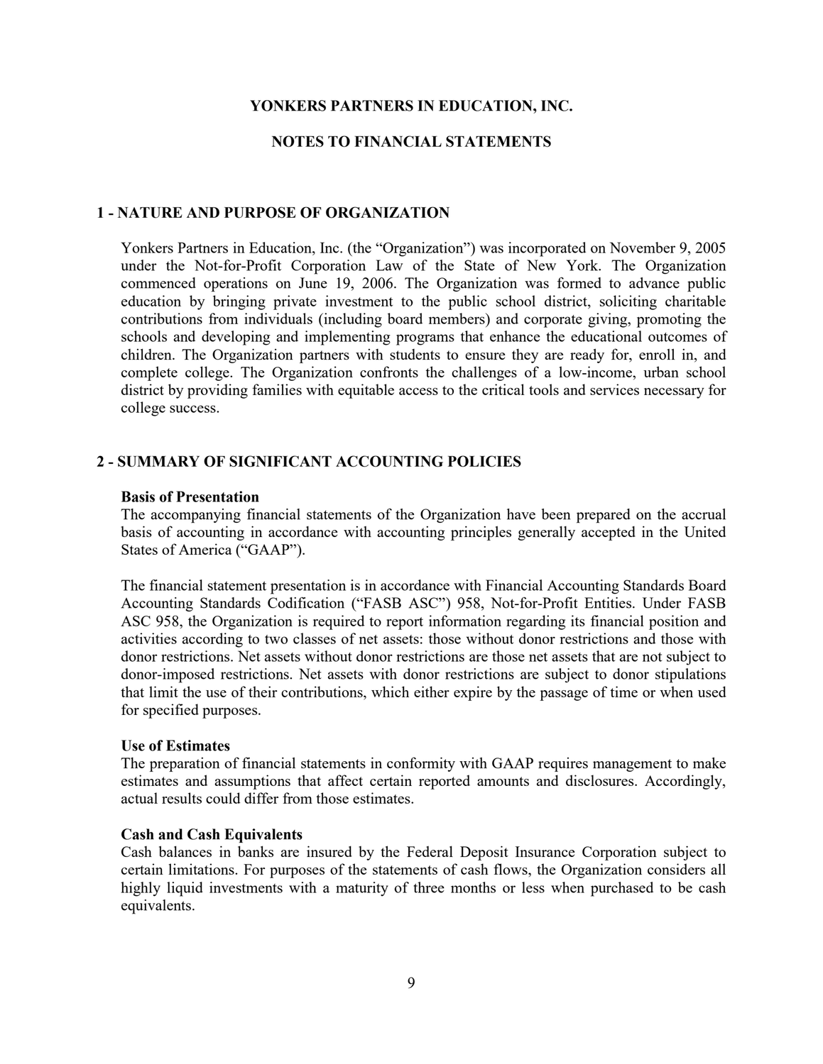# YONKERS PARTNERS IN EDUCATION, INC.

# NOTES TO FINANCIAL STATEMENTS

## 1 - NATURE AND PURPOSE OF ORGANIZATION

Yonkers Partners in Education, Inc. (the "Organization") was incorporated on November 9, 2005 under the Not-for-Profit Corporation Law of the State of New York. The Organization commenced operations on June 19, 2006. The Organization was formed to advance public education by bringing private investment to the public school district, soliciting charitable contributions from individuals (including board members) and corporate giving, promoting the schools and developing and implementing programs that enhance the educational outcomes of children. The Organization partners with students to ensure they are ready for, enroll in, and complete college. The Organization confronts the challenges of a low-income, urban school district by providing families with equitable access to the critical tools and services necessary for college success.

## 2 - SUMMARY OF SIGNIFICANT ACCOUNTING POLICIES

**Basis of Presentation**

The accompanying financial statements of the Organization have been prepared on the accrual basis of accounting in accordance with accounting principles generally accepted in the United States of America ("GAAP").

The financial statement presentation is in accordance with Financial Accounting Standards Board Accounting Standards Codification ("FASB ASC") 958, Not-for-Profit Entities. Under FASB ASC 958, the Organization is required to report information regarding its financial position and activities according to two classes of net assets: those without donor restrictions and those with donor restrictions. Net assets without donor restrictions are those net assets that are not subject to donor-imposed restrictions. Net assets with donor restrictions are subject to donor stipulations that limit the use of their contributions, which either expire by the passage of time or when used for specified purposes.

**Use of Estimates**

The preparation of financial statements in conformity with GAAP requires management to make estimates and assumptions that affect certain reported amounts and disclosures. Accordingly, actual results could differ from those estimates.

**Cash and Cash Equivalents**

Cash balances in banks are insured by the Federal Deposit Insurance Corporation subject to certain limitations. For purposes of the statements of cash flows, the Organization considers all highly liquid investments with a maturity of three months or less when purchased to be cash equivalents.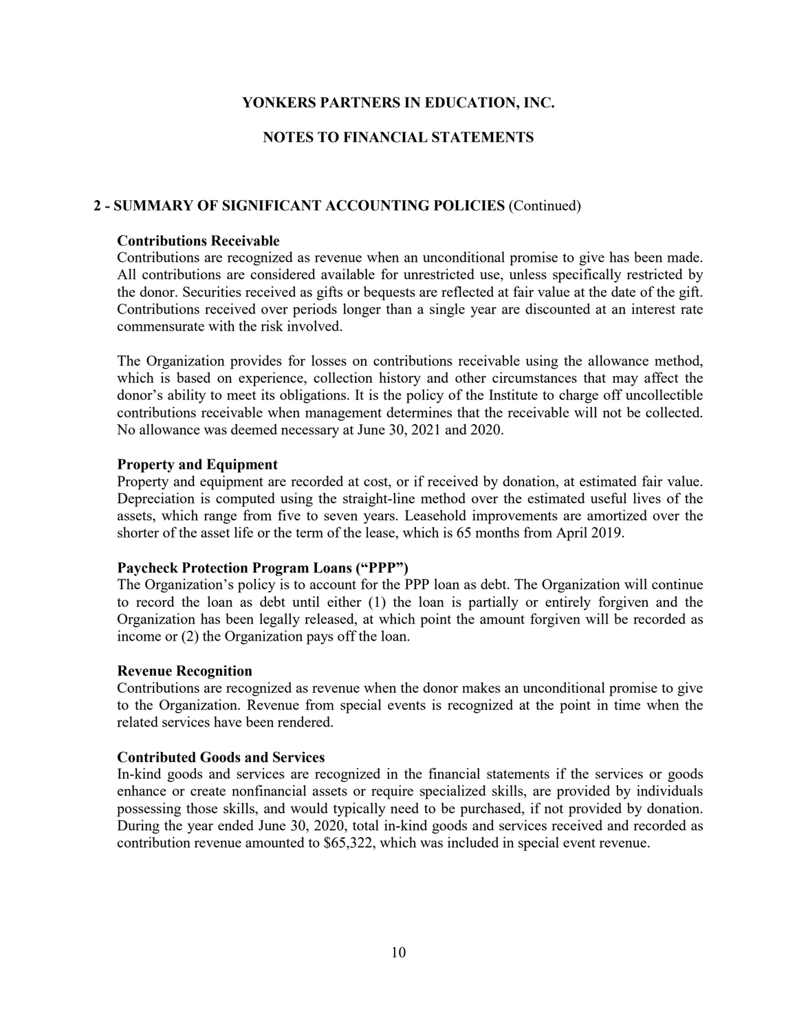# YONKERS PARTNERS IN EDUCATION, INC.

## NOTES TO FINANCIAL STATEMENTS

### 2 - SUMMARY OF SIGNIFICANT ACCOUNTING POLICIES (Continued)

**Contributions Receivable**
Contributions are recognized as revenue when an unconditional promise to give has been made. All contributions are considered available for unrestricted use, unless specifically restricted by the donor. Securities received as gifts or bequests are reflected at fair value at the date of the gift. Contributions received over periods longer than a single year are discounted at an interest rate commensurate with the risk involved.

The Organization provides for losses on contributions receivable using the allowance method, which is based on experience, collection history and other circumstances that may affect the donor's ability to meet its obligations. It is the policy of the Institute to charge off uncollectible contributions receivable when management determines that the receivable will not be collected. No allowance was deemed necessary at June 30, 2021 and 2020.

**Property and Equipment**
Property and equipment are recorded at cost, or if received by donation, at estimated fair value. Depreciation is computed using the straight-line method over the estimated useful lives of the assets, which range from five to seven years. Leasehold improvements are amortized over the shorter of the asset life or the term of the lease, which is 65 months from April 2019.

**Paycheck Protection Program Loans ("PPP")**
The Organization's policy is to account for the PPP loan as debt. The Organization will continue to record the loan as debt until either (1) the loan is partially or entirely forgiven and the Organization has been legally released, at which point the amount forgiven will be recorded as income or (2) the Organization pays off the loan.

**Revenue Recognition**
Contributions are recognized as revenue when the donor makes an unconditional promise to give to the Organization. Revenue from special events is recognized at the point in time when the related services have been rendered.

**Contributed Goods and Services**
In-kind goods and services are recognized in the financial statements if the services or goods enhance or create nonfinancial assets or require specialized skills, are provided by individuals possessing those skills, and would typically need to be purchased, if not provided by donation. During the year ended June 30, 2020, total in-kind goods and services received and recorded as contribution revenue amounted to $65,322, which was included in special event revenue.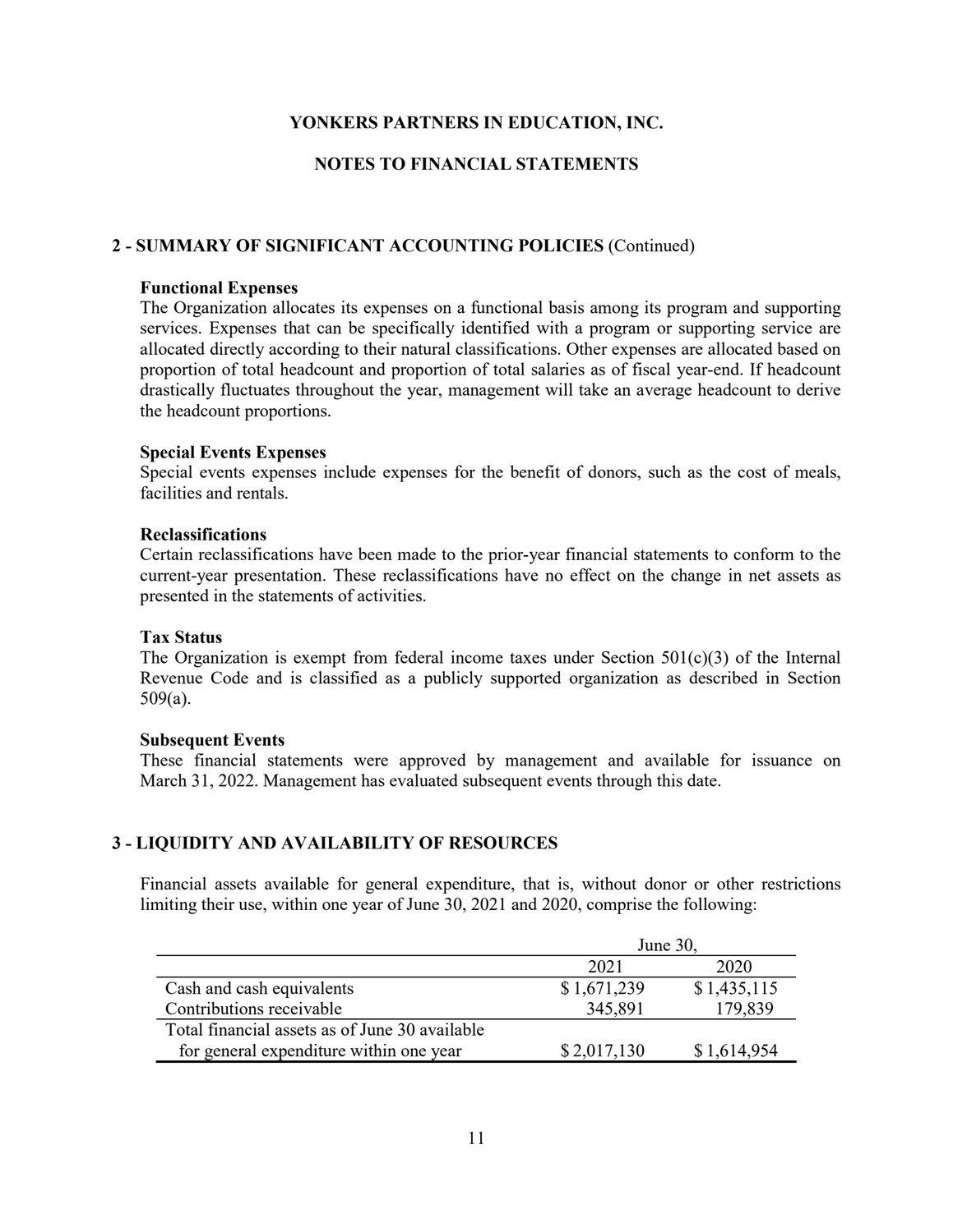# YONKERS PARTNERS IN EDUCATION, INC.

## NOTES TO FINANCIAL STATEMENTS

## 2 - SUMMARY OF SIGNIFICANT ACCOUNTING POLICIES (Continued)

**Functional Expenses**
The Organization allocates its expenses on a functional basis among its program and supporting services. Expenses that can be specifically identified with a program or supporting service are allocated directly according to their natural classifications. Other expenses are allocated based on proportion of total headcount and proportion of total salaries as of fiscal year-end. If headcount drastically fluctuates throughout the year, management will take an average headcount to derive the headcount proportions.

**Special Events Expenses**
Special events expenses include expenses for the benefit of donors, such as the cost of meals, facilities and rentals.

**Reclassifications**
Certain reclassifications have been made to the prior-year financial statements to conform to the current-year presentation. These reclassifications have no effect on the change in net assets as presented in the statements of activities.

**Tax Status**
The Organization is exempt from federal income taxes under Section 501(c)(3) of the Internal Revenue Code and is classified as a publicly supported organization as described in Section 509(a).

**Subsequent Events**
These financial statements were approved by management and available for issuance on March 31, 2022. Management has evaluated subsequent events through this date.

## 3 - LIQUIDITY AND AVAILABILITY OF RESOURCES

Financial assets available for general expenditure, that is, without donor or other restrictions limiting their use, within one year of June 30, 2021 and 2020, comprise the following:

| | June 30, | |
|---|---|---|
| | 2021 | 2020 |
| Cash and cash equivalents | $ 1,671,239 | $ 1,435,115 |
| Contributions receivable | 345,891 | 179,839 |
| Total financial assets as of June 30 available for general expenditure within one year | $ 2,017,130 | $ 1,614,954 |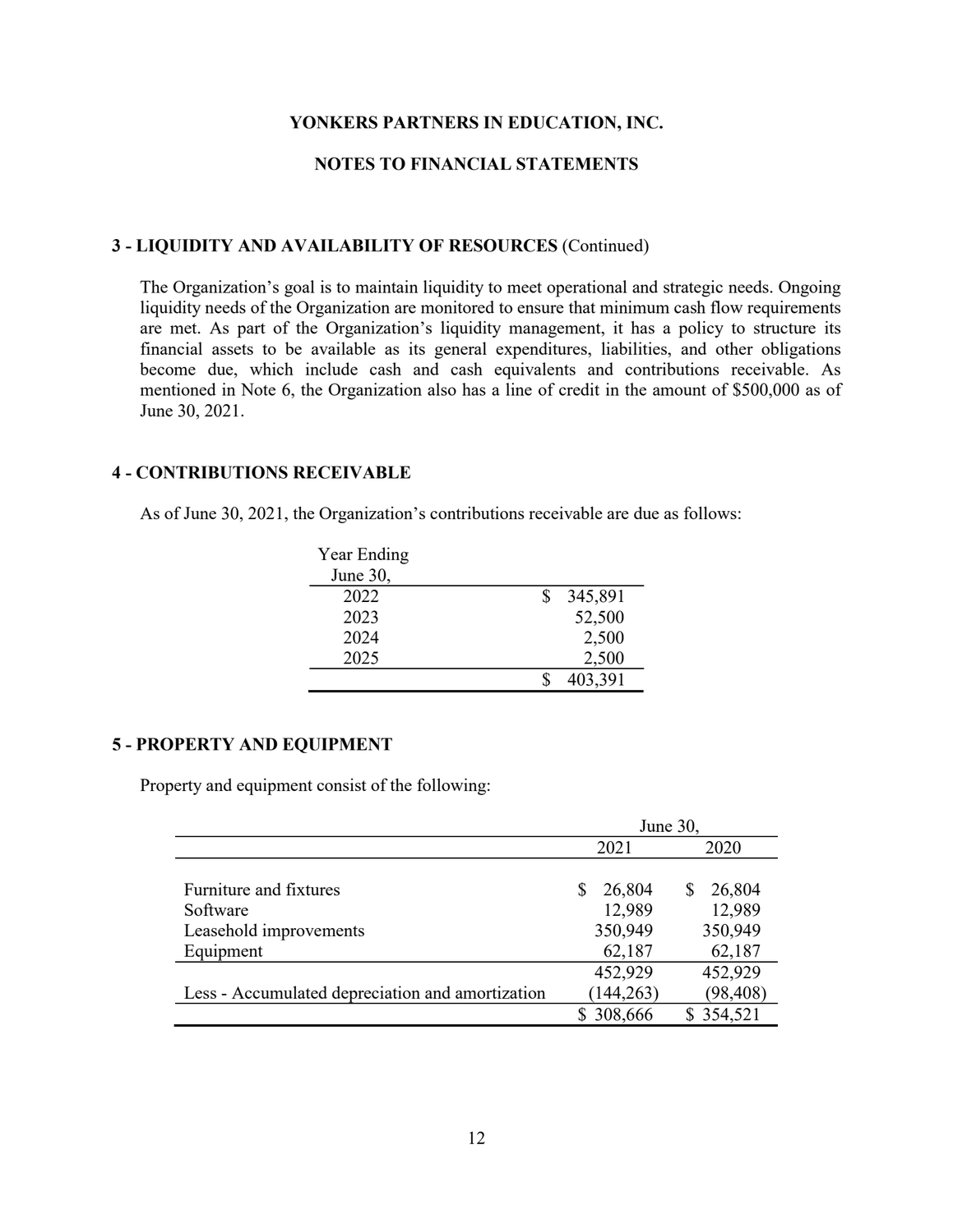# YONKERS PARTNERS IN EDUCATION, INC.

## NOTES TO FINANCIAL STATEMENTS

### 3 - LIQUIDITY AND AVAILABILITY OF RESOURCES (Continued)

The Organization's goal is to maintain liquidity to meet operational and strategic needs. Ongoing liquidity needs of the Organization are monitored to ensure that minimum cash flow requirements are met. As part of the Organization's liquidity management, it has a policy to structure its financial assets to be available as its general expenditures, liabilities, and other obligations become due, which include cash and cash equivalents and contributions receivable. As mentioned in Note 6, the Organization also has a line of credit in the amount of $500,000 as of June 30, 2021.

### 4 - CONTRIBUTIONS RECEIVABLE

As of June 30, 2021, the Organization's contributions receivable are due as follows:

| Year Ending June 30, | |
|---|---|
| 2022 | $ 345,891 |
| 2023 | 52,500 |
| 2024 | 2,500 |
| 2025 | 2,500 |
| | $ 403,391 |

### 5 - PROPERTY AND EQUIPMENT

Property and equipment consist of the following:

| | June 30, 2021 | June 30, 2020 |
|---|---|---|
| Furniture and fixtures | $ 26,804 | $ 26,804 |
| Software | 12,989 | 12,989 |
| Leasehold improvements | 350,949 | 350,949 |
| Equipment | 62,187 | 62,187 |
| | 452,929 | 452,929 |
| Less - Accumulated depreciation and amortization | (144,263) | (98,408) |
| | $ 308,666 | $ 354,521 |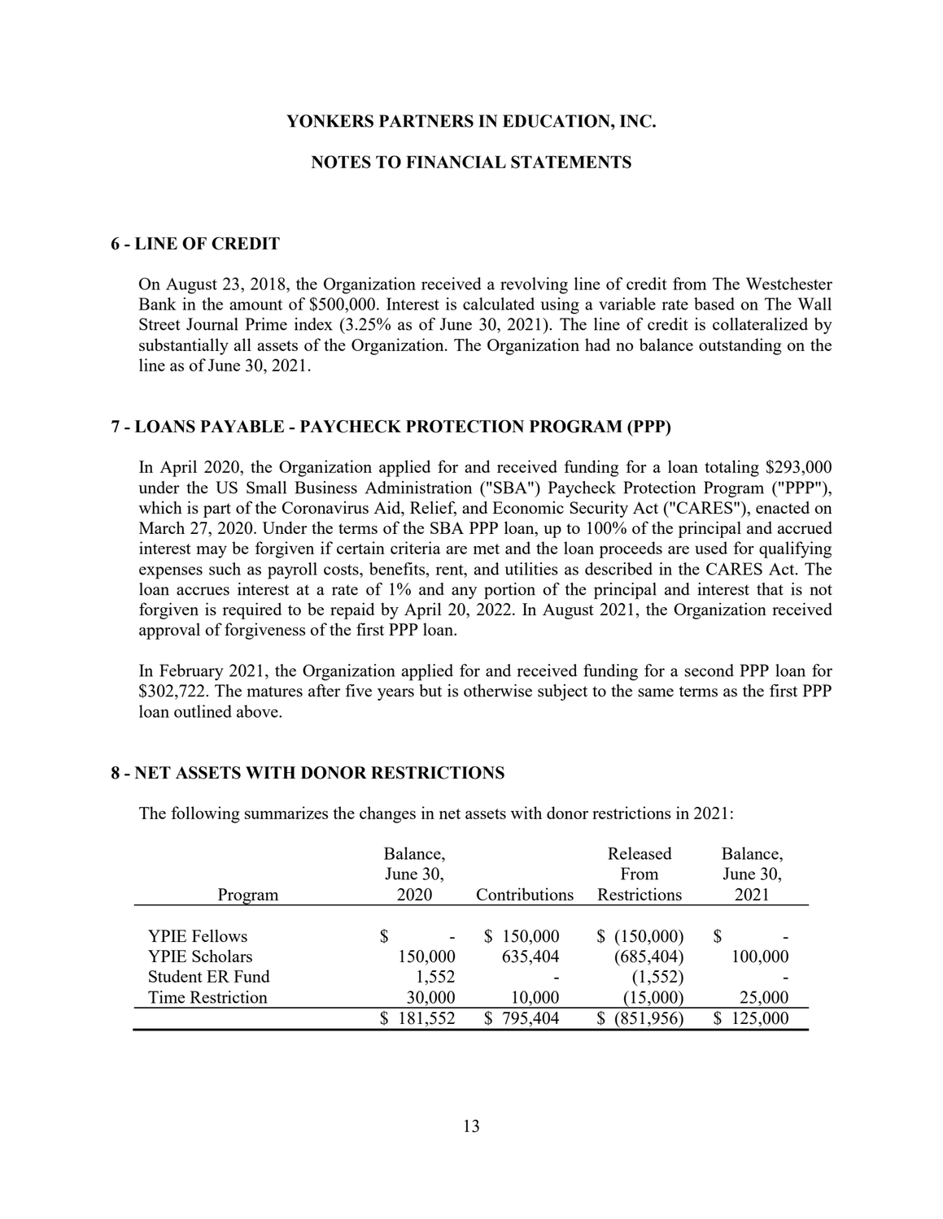# YONKERS PARTNERS IN EDUCATION, INC.

## NOTES TO FINANCIAL STATEMENTS

### 6 - LINE OF CREDIT

On August 23, 2018, the Organization received a revolving line of credit from The Westchester Bank in the amount of $500,000. Interest is calculated using a variable rate based on The Wall Street Journal Prime index (3.25% as of June 30, 2021). The line of credit is collateralized by substantially all assets of the Organization. The Organization had no balance outstanding on the line as of June 30, 2021.

### 7 - LOANS PAYABLE - PAYCHECK PROTECTION PROGRAM (PPP)

In April 2020, the Organization applied for and received funding for a loan totaling $293,000 under the US Small Business Administration ("SBA") Paycheck Protection Program ("PPP"), which is part of the Coronavirus Aid, Relief, and Economic Security Act ("CARES"), enacted on March 27, 2020. Under the terms of the SBA PPP loan, up to 100% of the principal and accrued interest may be forgiven if certain criteria are met and the loan proceeds are used for qualifying expenses such as payroll costs, benefits, rent, and utilities as described in the CARES Act. The loan accrues interest at a rate of 1% and any portion of the principal and interest that is not forgiven is required to be repaid by April 20, 2022. In August 2021, the Organization received approval of forgiveness of the first PPP loan.

In February 2021, the Organization applied for and received funding for a second PPP loan for $302,722. The matures after five years but is otherwise subject to the same terms as the first PPP loan outlined above.

### 8 - NET ASSETS WITH DONOR RESTRICTIONS

The following summarizes the changes in net assets with donor restrictions in 2021:

| Program | Balance, June 30, 2020 | Contributions | Released From Restrictions | Balance, June 30, 2021 |
|---|---|---|---|---|
| YPIE Fellows | $ - | $ 150,000 | $ (150,000) | $ - |
| YPIE Scholars | 150,000 | 635,404 | (685,404) | 100,000 |
| Student ER Fund | 1,552 | - | (1,552) | - |
| Time Restriction | 30,000 | 10,000 | (15,000) | 25,000 |
| | $ 181,552 | $ 795,404 | $ (851,956) | $ 125,000 |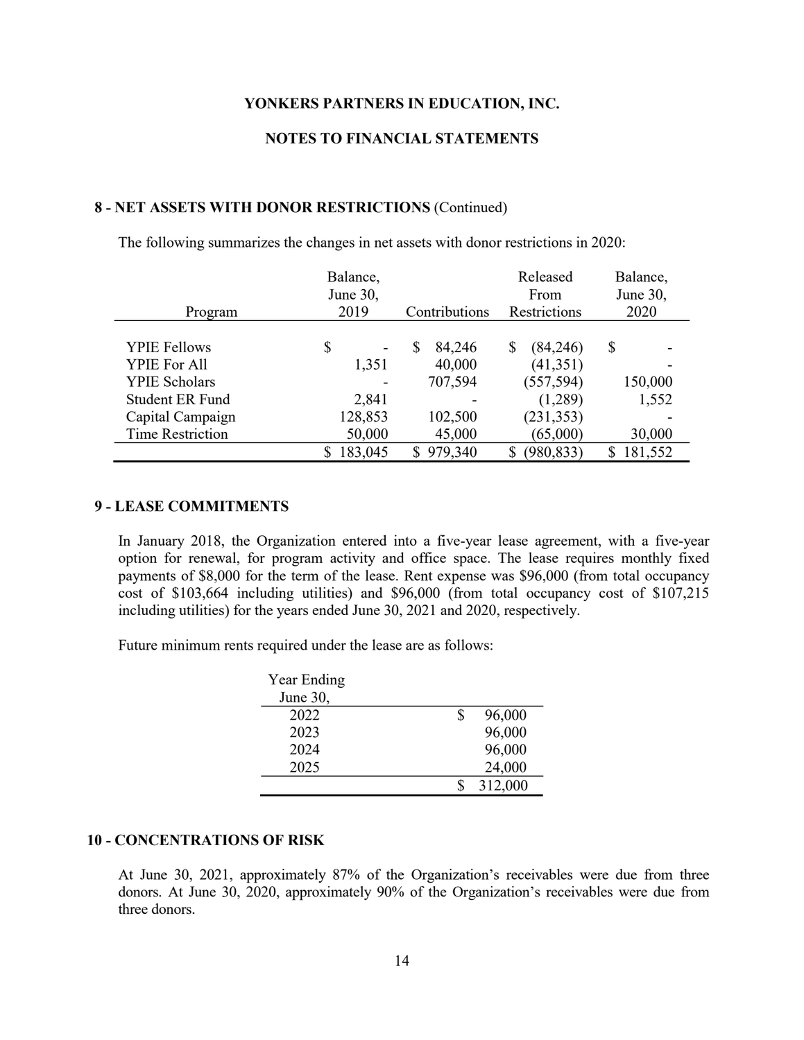**YONKERS PARTNERS IN EDUCATION, INC.**

**NOTES TO FINANCIAL STATEMENTS**

## 8 - NET ASSETS WITH DONOR RESTRICTIONS (Continued)

The following summarizes the changes in net assets with donor restrictions in 2020:

| Program | Balance, June 30, 2019 | Contributions | Released From Restrictions | Balance, June 30, 2020 |
|---|---|---|---|---|
| YPIE Fellows | $ - | $ 84,246 | $ (84,246) | $ - |
| YPIE For All | 1,351 | 40,000 | (41,351) | - |
| YPIE Scholars | - | 707,594 | (557,594) | 150,000 |
| Student ER Fund | 2,841 | - | (1,289) | 1,552 |
| Capital Campaign | 128,853 | 102,500 | (231,353) | - |
| Time Restriction | 50,000 | 45,000 | (65,000) | 30,000 |
| | $ 183,045 | $ 979,340 | $ (980,833) | $ 181,552 |

## 9 - LEASE COMMITMENTS

In January 2018, the Organization entered into a five-year lease agreement, with a five-year option for renewal, for program activity and office space. The lease requires monthly fixed payments of $8,000 for the term of the lease. Rent expense was $96,000 (from total occupancy cost of $103,664 including utilities) and $96,000 (from total occupancy cost of $107,215 including utilities) for the years ended June 30, 2021 and 2020, respectively.

Future minimum rents required under the lease are as follows:

| Year Ending June 30, | |
|---|---|
| 2022 | $ 96,000 |
| 2023 | 96,000 |
| 2024 | 96,000 |
| 2025 | 24,000 |
| | $ 312,000 |

## 10 - CONCENTRATIONS OF RISK

At June 30, 2021, approximately 87% of the Organization's receivables were due from three donors. At June 30, 2020, approximately 90% of the Organization's receivables were due from three donors.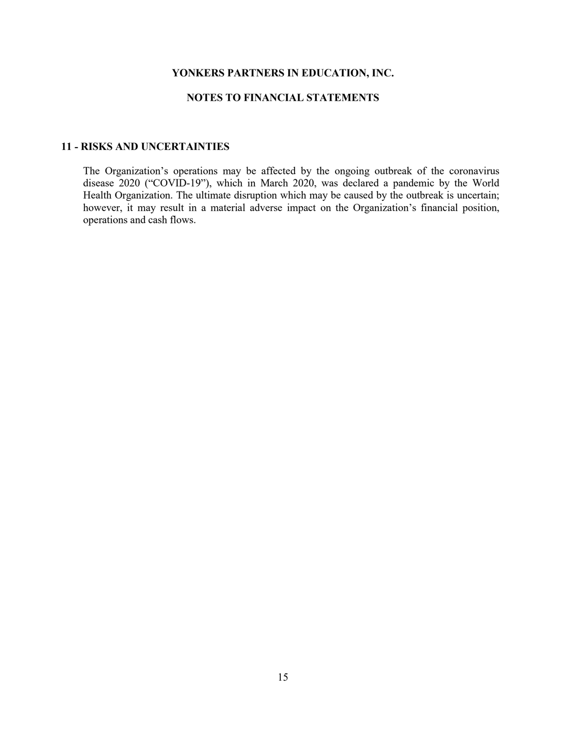# YONKERS PARTNERS IN EDUCATION, INC.

## NOTES TO FINANCIAL STATEMENTS

### 11 - RISKS AND UNCERTAINTIES

The Organization's operations may be affected by the ongoing outbreak of the coronavirus disease 2020 ("COVID-19"), which in March 2020, was declared a pandemic by the World Health Organization. The ultimate disruption which may be caused by the outbreak is uncertain; however, it may result in a material adverse impact on the Organization's financial position, operations and cash flows.